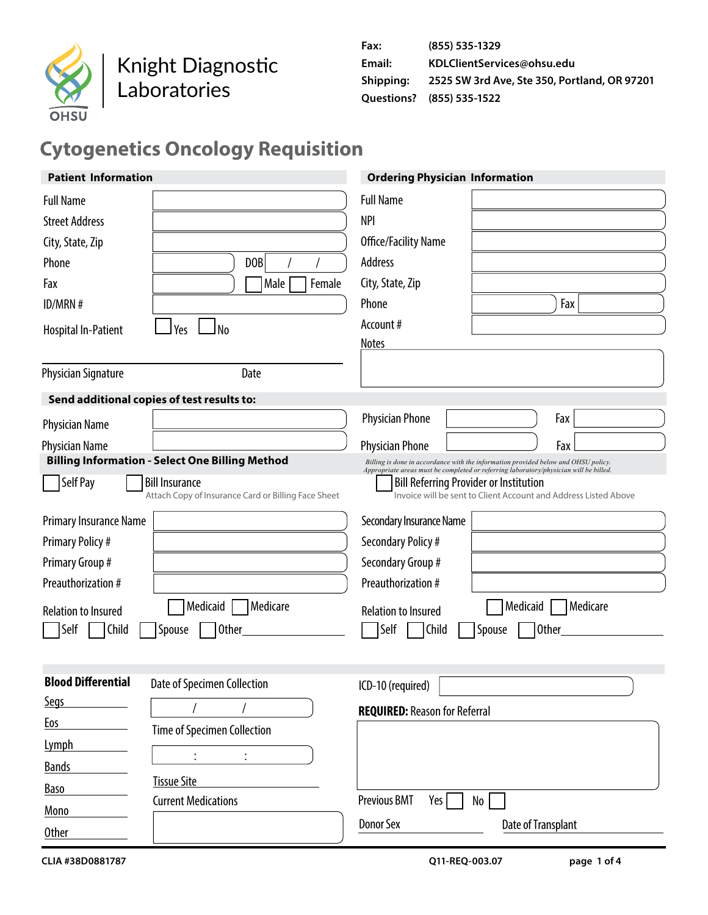Knight Diagnostic Laboratories

OHSU

**Fax:** (855) 535-1329
**Email:** KDLClientServices@ohsu.edu
**Shipping:** 2525 SW 3rd Ave, Ste 350, Portland, OR 97201
**Questions?** (855) 535-1522

# Cytogenetics Oncology Requisition

## Patient Information

Full Name
Street Address
City, State, Zip
Phone DOB / /
Fax ☐ Male ☐ Female
ID/MRN #
Hospital In-Patient ☐ Yes ☐ No

Physician Signature Date

## Ordering Physician Information

Full Name
NPI
Office/Facility Name
Address
City, State, Zip
Phone Fax
Account #
Notes

## Send additional copies of test results to:

Physician Name Physician Phone Fax
Physician Name Physician Phone Fax

## Billing Information - Select One Billing Method

*Billing is done in accordance with the information provided below and OHSU policy. Appropriate areas must be completed or referring laboratory/physician will be billed.*

☐ Self Pay ☐ Bill Insurance
Attach Copy of Insurance Card or Billing Face Sheet

☐ Bill Referring Provider or Institution
Invoice will be sent to Client Account and Address Listed Above

Primary Insurance Name
Primary Policy #
Primary Group #
Preauthorization #
Relation to Insured ☐ Medicaid ☐ Medicare
☐ Self ☐ Child ☐ Spouse ☐ Other\_\_\_\_\_\_\_\_\_\_

Secondary Insurance Name
Secondary Policy #
Secondary Group #
Preauthorization #
Relation to Insured ☐ Medicaid ☐ Medicare
☐ Self ☐ Child ☐ Spouse ☐ Other\_\_\_\_\_\_\_\_\_\_

**Blood Differential**

Segs \_\_\_\_\_\_\_\_
Eos \_\_\_\_\_\_\_\_
Lymph \_\_\_\_\_\_\_\_
Bands \_\_\_\_\_\_\_\_
Baso \_\_\_\_\_\_\_\_
Mono \_\_\_\_\_\_\_\_
Other \_\_\_\_\_\_\_\_

Date of Specimen Collection / /
Time of Specimen Collection : :
Tissue Site \_\_\_\_\_\_\_\_
Current Medications

ICD-10 (required)

**REQUIRED:** Reason for Referral

Previous BMT Yes ☐ No ☐

Donor Sex \_\_\_\_\_\_\_\_ Date of Transplant \_\_\_\_\_\_\_\_

CLIA #38D0881787 Q11-REQ-003.07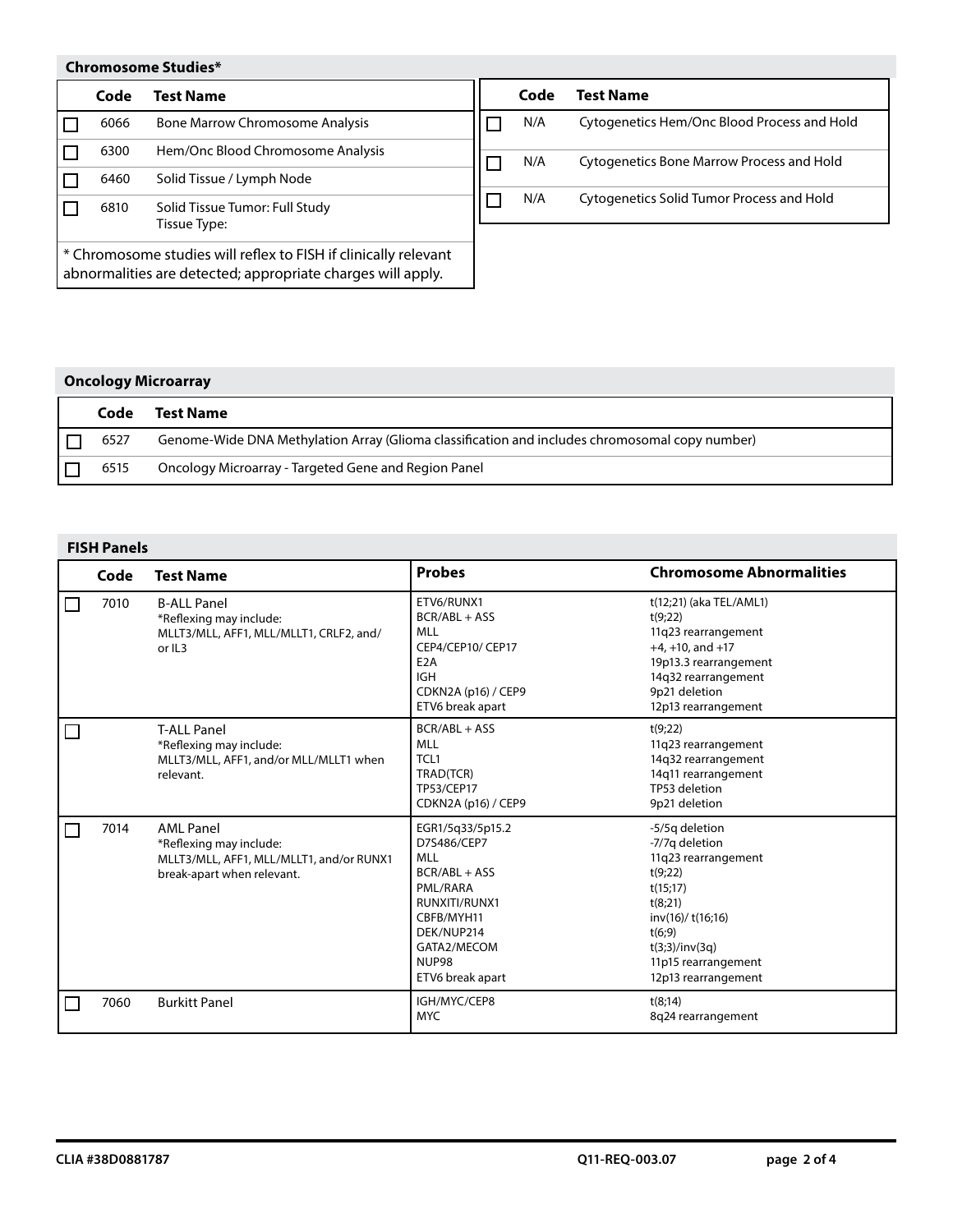## Chromosome Studies*

| | Code | Test Name |
|---|---|---|
| ☐ | 6066 | Bone Marrow Chromosome Analysis |
| ☐ | 6300 | Hem/Onc Blood Chromosome Analysis |
| ☐ | 6460 | Solid Tissue / Lymph Node |
| ☐ | 6810 | Solid Tissue Tumor: Full Study<br>Tissue Type: |

* Chromosome studies will reflex to FISH if clinically relevant abnormalities are detected; appropriate charges will apply.

| | Code | Test Name |
|---|---|---|
| ☐ | N/A | Cytogenetics Hem/Onc Blood Process and Hold |
| ☐ | N/A | Cytogenetics Bone Marrow Process and Hold |
| ☐ | N/A | Cytogenetics Solid Tumor Process and Hold |

## Oncology Microarray

| | Code | Test Name |
|---|---|---|
| ☐ | 6527 | Genome-Wide DNA Methylation Array (Glioma classification and includes chromosomal copy number) |
| ☐ | 6515 | Oncology Microarray - Targeted Gene and Region Panel |

## FISH Panels

| | Code | Test Name | Probes | Chromosome Abnormalities |
|---|---|---|---|---|
| ☐ | 7010 | B-ALL Panel<br>*Reflexing may include:<br>MLLT3/MLL, AFF1, MLL/MLLT1, CRLF2, and/ or IL3 | ETV6/RUNX1<br>BCR/ABL + ASS<br>MLL<br>CEP4/CEP10/ CEP17<br>E2A<br>IGH<br>CDKN2A (p16) / CEP9<br>ETV6 break apart | t(12;21) (aka TEL/AML1)<br>t(9;22)<br>11q23 rearrangement<br>+4, +10, and +17<br>19p13.3 rearrangement<br>14q32 rearrangement<br>9p21 deletion<br>12p13 rearrangement |
| ☐ | | T-ALL Panel<br>*Reflexing may include:<br>MLLT3/MLL, AFF1, and/or MLL/MLLT1 when relevant. | BCR/ABL + ASS<br>MLL<br>TCL1<br>TRAD(TCR)<br>TP53/CEP17<br>CDKN2A (p16) / CEP9 | t(9;22)<br>11q23 rearrangement<br>14q32 rearrangement<br>14q11 rearrangement<br>TP53 deletion<br>9p21 deletion |
| ☐ | 7014 | AML Panel<br>*Reflexing may include:<br>MLLT3/MLL, AFF1, MLL/MLLT1, and/or RUNX1 break-apart when relevant. | EGR1/5q33/5p15.2<br>D7S486/CEP7<br>MLL<br>BCR/ABL + ASS<br>PML/RARA<br>RUNXITI/RUNX1<br>CBFB/MYH11<br>DEK/NUP214<br>GATA2/MECOM<br>NUP98<br>ETV6 break apart | -5/5q deletion<br>-7/7q deletion<br>11q23 rearrangement<br>t(9;22)<br>t(15;17)<br>t(8;21)<br>inv(16)/ t(16;16)<br>t(6;9)<br>t(3;3)/inv(3q)<br>11p15 rearrangement<br>12p13 rearrangement |
| ☐ | 7060 | Burkitt Panel | IGH/MYC/CEP8<br>MYC | t(8;14)<br>8q24 rearrangement |

CLIA #38D0881787 Q11-REQ-003.07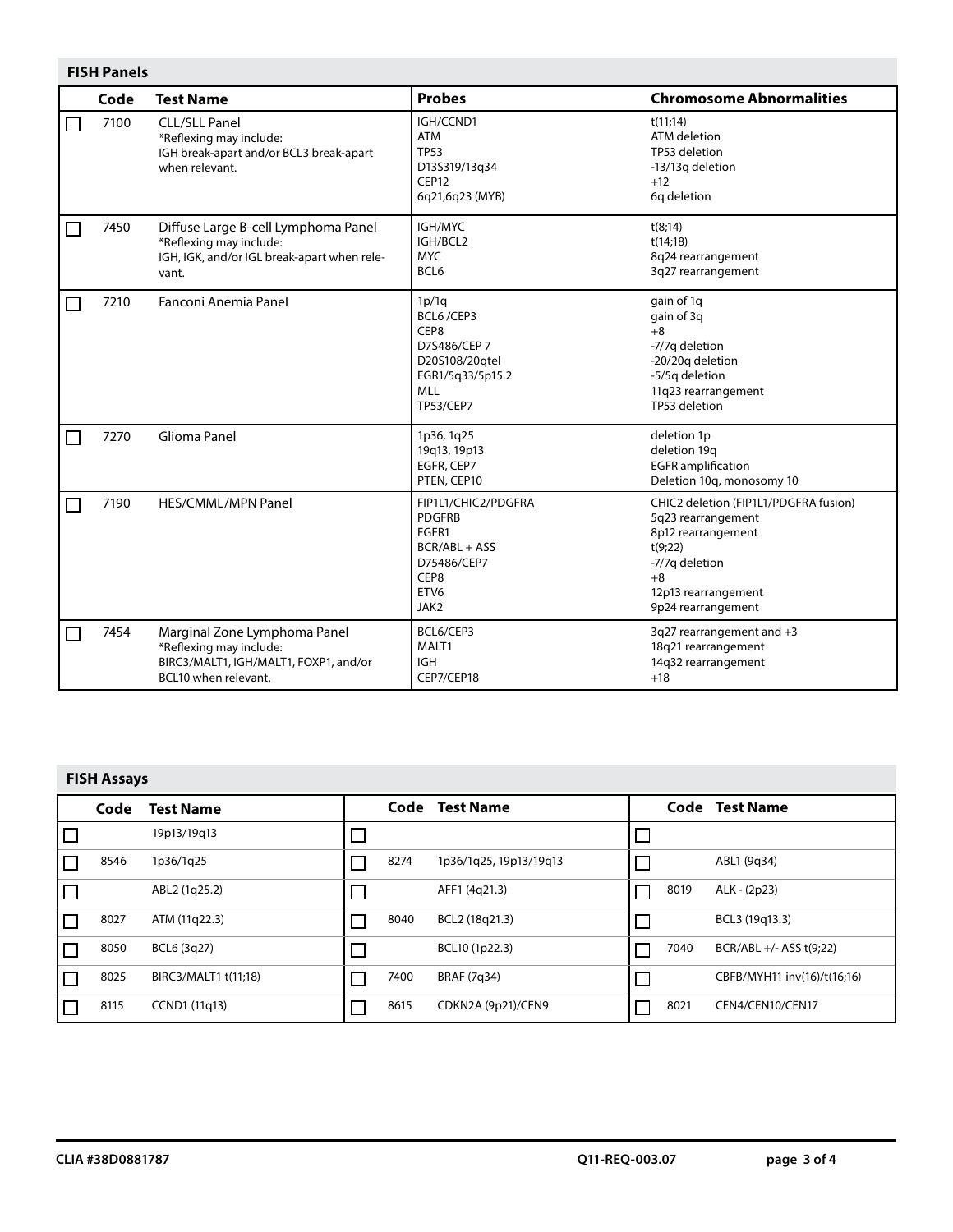## FISH Panels

| | Code | Test Name | Probes | Chromosome Abnormalities |
|---|---|---|---|---|
| ☐ | 7100 | CLL/SLL Panel<br>*Reflexing may include:<br>IGH break-apart and/or BCL3 break-apart when relevant. | IGH/CCND1<br>ATM<br>TP53<br>D13S319/13q34<br>CEP12<br>6q21,6q23 (MYB) | t(11;14)<br>ATM deletion<br>TP53 deletion<br>-13/13q deletion<br>+12<br>6q deletion |
| ☐ | 7450 | Diffuse Large B-cell Lymphoma Panel<br>*Reflexing may include:<br>IGH, IGK, and/or IGL break-apart when relevant. | IGH/MYC<br>IGH/BCL2<br>MYC<br>BCL6 | t(8;14)<br>t(14;18)<br>8q24 rearrangement<br>3q27 rearrangement |
| ☐ | 7210 | Fanconi Anemia Panel | 1p/1q<br>BCL6 /CEP3<br>CEP8<br>D7S486/CEP 7<br>D20S108/20qtel<br>EGR1/5q33/5p15.2<br>MLL<br>TP53/CEP7 | gain of 1q<br>gain of 3q<br>+8<br>-7/7q deletion<br>-20/20q deletion<br>-5/5q deletion<br>11q23 rearrangement<br>TP53 deletion |
| ☐ | 7270 | Glioma Panel | 1p36, 1q25<br>19q13, 19p13<br>EGFR, CEP7<br>PTEN, CEP10 | deletion 1p<br>deletion 19q<br>EGFR amplification<br>Deletion 10q, monosomy 10 |
| ☐ | 7190 | HES/CMML/MPN Panel | FIP1L1/CHIC2/PDGFRA<br>PDGFRB<br>FGFR1<br>BCR/ABL + ASS<br>D75486/CEP7<br>CEP8<br>ETV6<br>JAK2 | CHIC2 deletion (FIP1L1/PDGFRA fusion)<br>5q23 rearrangement<br>8p12 rearrangement<br>t(9;22)<br>-7/7q deletion<br>+8<br>12p13 rearrangement<br>9p24 rearrangement |
| ☐ | 7454 | Marginal Zone Lymphoma Panel<br>*Reflexing may include:<br>BIRC3/MALT1, IGH/MALT1, FOXP1, and/or BCL10 when relevant. | BCL6/CEP3<br>MALT1<br>IGH<br>CEP7/CEP18 | 3q27 rearrangement and +3<br>18q21 rearrangement<br>14q32 rearrangement<br>+18 |

## FISH Assays

| | Code | Test Name | | Code | Test Name | | Code | Test Name |
|---|---|---|---|---|---|---|---|---|
| ☐ | | 19p13/19q13 | ☐ | | | ☐ | | |
| ☐ | 8546 | 1p36/1q25 | ☐ | 8274 | 1p36/1q25, 19p13/19q13 | ☐ | | ABL1 (9q34) |
| ☐ | | ABL2 (1q25.2) | ☐ | | AFF1 (4q21.3) | ☐ | 8019 | ALK - (2p23) |
| ☐ | 8027 | ATM (11q22.3) | ☐ | 8040 | BCL2 (18q21.3) | ☐ | | BCL3 (19q13.3) |
| ☐ | 8050 | BCL6 (3q27) | ☐ | | BCL10 (1p22.3) | ☐ | 7040 | BCR/ABL +/- ASS t(9;22) |
| ☐ | 8025 | BIRC3/MALT1 t(11;18) | ☐ | 7400 | BRAF (7q34) | ☐ | | CBFB/MYH11 inv(16)/t(16;16) |
| ☐ | 8115 | CCND1 (11q13) | ☐ | 8615 | CDKN2A (9p21)/CEN9 | ☐ | 8021 | CEN4/CEN10/CEN17 |

CLIA #38D0881787 Q11-REQ-003.07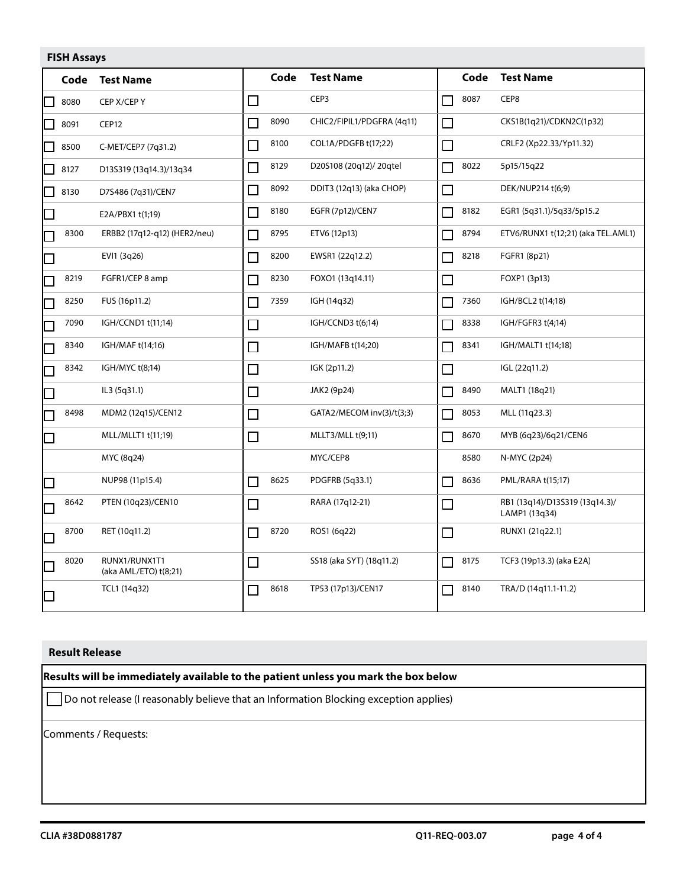## FISH Assays

| | Code | Test Name | | Code | Test Name | | Code | Test Name |
|---|---|---|---|---|---|---|---|---|
| ☐ | 8080 | CEP X/CEP Y | ☐ | | CEP3 | ☐ | 8087 | CEP8 |
| ☐ | 8091 | CEP12 | ☐ | 8090 | CHIC2/FIPIL1/PDGFRA (4q11) | ☐ | | CKS1B(1q21)/CDKN2C(1p32) |
| ☐ | 8500 | C-MET/CEP7 (7q31.2) | ☐ | 8100 | COL1A/PDGFB t(17;22) | ☐ | | CRLF2 (Xp22.33/Yp11.32) |
| ☐ | 8127 | D13S319 (13q14.3)/13q34 | ☐ | 8129 | D20S108 (20q12)/ 20qtel | ☐ | 8022 | 5p15/15q22 |
| ☐ | 8130 | D7S486 (7q31)/CEN7 | ☐ | 8092 | DDIT3 (12q13) (aka CHOP) | ☐ | | DEK/NUP214 t(6;9) |
| ☐ | | E2A/PBX1 t(1;19) | ☐ | 8180 | EGFR (7p12)/CEN7 | ☐ | 8182 | EGR1 (5q31.1)/5q33/5p15.2 |
| ☐ | 8300 | ERBB2 (17q12-q12) (HER2/neu) | ☐ | 8795 | ETV6 (12p13) | ☐ | 8794 | ETV6/RUNX1 t(12;21) (aka TEL.AML1) |
| ☐ | | EVI1 (3q26) | ☐ | 8200 | EWSR1 (22q12.2) | ☐ | 8218 | FGFR1 (8p21) |
| ☐ | 8219 | FGFR1/CEP 8 amp | ☐ | 8230 | FOXO1 (13q14.11) | ☐ | | FOXP1 (3p13) |
| ☐ | 8250 | FUS (16p11.2) | ☐ | 7359 | IGH (14q32) | ☐ | 7360 | IGH/BCL2 t(14;18) |
| ☐ | 7090 | IGH/CCND1 t(11;14) | ☐ | | IGH/CCND3 t(6;14) | ☐ | 8338 | IGH/FGFR3 t(4;14) |
| ☐ | 8340 | IGH/MAF t(14;16) | ☐ | | IGH/MAFB t(14;20) | ☐ | 8341 | IGH/MALT1 t(14;18) |
| ☐ | 8342 | IGH/MYC t(8;14) | ☐ | | IGK (2p11.2) | ☐ | | IGL (22q11.2) |
| ☐ | | IL3 (5q31.1) | ☐ | | JAK2 (9p24) | ☐ | 8490 | MALT1 (18q21) |
| ☐ | 8498 | MDM2 (12q15)/CEN12 | ☐ | | GATA2/MECOM inv(3)/t(3;3) | ☐ | 8053 | MLL (11q23.3) |
| ☐ | | MLL/MLLT1 t(11;19) | ☐ | | MLLT3/MLL t(9;11) | ☐ | 8670 | MYB (6q23)/6q21/CEN6 |
| | | MYC (8q24) | | | MYC/CEP8 | | 8580 | N-MYC (2p24) |
| ☐ | | NUP98 (11p15.4) | ☐ | 8625 | PDGFRB (5q33.1) | ☐ | 8636 | PML/RARA t(15;17) |
| ☐ | 8642 | PTEN (10q23)/CEN10 | ☐ | | RARA (17q12-21) | ☐ | | RB1 (13q14)/D13S319 (13q14.3)/ LAMP1 (13q34) |
| ☐ | 8700 | RET (10q11.2) | ☐ | 8720 | ROS1 (6q22) | ☐ | | RUNX1 (21q22.1) |
| ☐ | 8020 | RUNX1/RUNX1T1 (aka AML/ETO) t(8;21) | ☐ | | SS18 (aka SYT) (18q11.2) | ☐ | 8175 | TCF3 (19p13.3) (aka E2A) |
| ☐ | | TCL1 (14q32) | ☐ | 8618 | TP53 (17p13)/CEN17 | ☐ | 8140 | TRA/D (14q11.1-11.2) |

## Result Release

**Results will be immediately available to the patient unless you mark the box below**

☐ Do not release (I reasonably believe that an Information Blocking exception applies)

Comments / Requests:

CLIA #38D0881787

Q11-REQ-003.07